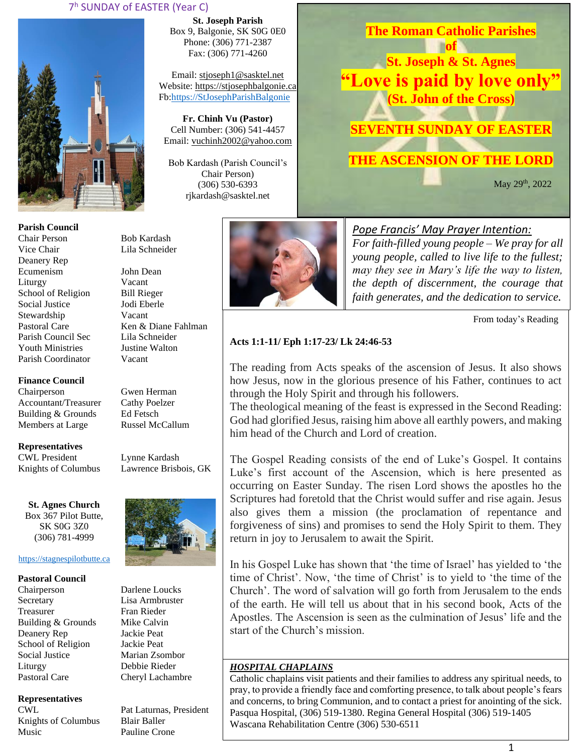7th SUNDAY of EASTER (Year C)

**St. Joseph Parish**
Box 9, Balgonie, SK S0G 0E0
Phone: (306) 771-2387
Fax: (306) 771-4260

Email: stjoseph1@sasktel.net
Website: https://stjosephbalgonie.ca
Fb:https://StJosephParishBalgonie

**Fr. Chinh Vu (Pastor)**
Cell Number: (306) 541-4457
Email: vuchinh2002@yahoo.com

Bob Kardash (Parish Council's Chair Person)
(306) 530-6393
rjkardash@sasktel.net

# The Roman Catholic Parishes of St. Joseph & St. Agnes

## "Love is paid by love only"

**(St. John of the Cross)**

## SEVENTH SUNDAY OF EASTER

## THE ASCENSION OF THE LORD

May 29th, 2022

**Parish Council**

| | |
|---|---|
| Chair Person | Bob Kardash |
| Vice Chair | Lila Schneider |
| Deanery Rep | |
| Ecumenism | John Dean |
| Liturgy | Vacant |
| School of Religion | Bill Rieger |
| Social Justice | Jodi Eberle |
| Stewardship | Vacant |
| Pastoral Care | Ken & Diane Fahlman |
| Parish Council Sec | Lila Schneider |
| Youth Ministries | Justine Walton |
| Parish Coordinator | Vacant |

**Finance Council**

| | |
|---|---|
| Chairperson | Gwen Herman |
| Accountant/Treasurer | Cathy Poelzer |
| Building & Grounds | Ed Fetsch |
| Members at Large | Russel McCallum |

**Representatives**

| | |
|---|---|
| CWL President | Lynne Kardash |
| Knights of Columbus | Lawrence Brisbois, GK |

**St. Agnes Church**
Box 367 Pilot Butte,
SK S0G 3Z0
(306) 781-4999

https://stagnespilotbutte.ca

**Pastoral Council**

| | |
|---|---|
| Chairperson | Darlene Loucks |
| Secretary | Lisa Armbruster |
| Treasurer | Fran Rieder |
| Building & Grounds | Mike Calvin |
| Deanery Rep | Jackie Peat |
| School of Religion | Jackie Peat |
| Social Justice | Marian Zsombor |
| Liturgy | Debbie Rieder |
| Pastoral Care | Cheryl Lachambre |

**Representatives**

| | |
|---|---|
| CWL | Pat Laturnas, President |
| Knights of Columbus | Blair Baller |
| Music | Pauline Crone |

*Pope Francis' May Prayer Intention:*

*For faith-filled young people – We pray for all young people, called to live life to the fullest; may they see in Mary's life the way to listen, the depth of discernment, the courage that faith generates, and the dedication to service.*

From today's Reading

**Acts 1:1-11/ Eph 1:17-23/ Lk 24:46-53**

The reading from Acts speaks of the ascension of Jesus. It also shows how Jesus, now in the glorious presence of his Father, continues to act through the Holy Spirit and through his followers.
The theological meaning of the feast is expressed in the Second Reading: God had glorified Jesus, raising him above all earthly powers, and making him head of the Church and Lord of creation.

The Gospel Reading consists of the end of Luke's Gospel. It contains Luke's first account of the Ascension, which is here presented as occurring on Easter Sunday. The risen Lord shows the apostles ho the Scriptures had foretold that the Christ would suffer and rise again. Jesus also gives them a mission (the proclamation of repentance and forgiveness of sins) and promises to send the Holy Spirit to them. They return in joy to Jerusalem to await the Spirit.

In his Gospel Luke has shown that 'the time of Israel' has yielded to 'the time of Christ'. Now, 'the time of Christ' is to yield to 'the time of the Church'. The word of salvation will go forth from Jerusalem to the ends of the earth. He will tell us about that in his second book, Acts of the Apostles. The Ascension is seen as the culmination of Jesus' life and the start of the Church's mission.

***HOSPITAL CHAPLAINS***

Catholic chaplains visit patients and their families to address any spiritual needs, to pray, to provide a friendly face and comforting presence, to talk about people's fears and concerns, to bring Communion, and to contact a priest for anointing of the sick.
Pasqua Hospital, (306) 519-1380. Regina General Hospital (306) 519-1405
Wascana Rehabilitation Centre (306) 530-6511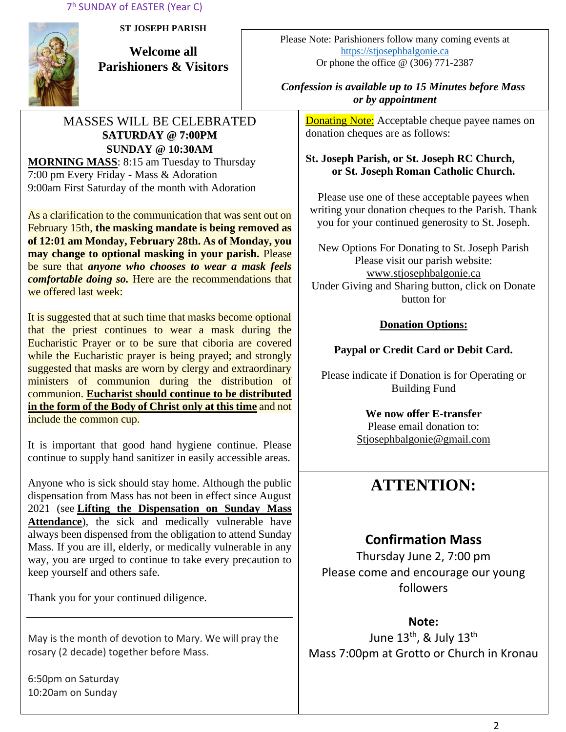7th SUNDAY of EASTER (Year C)

**ST JOSEPH PARISH**

## Welcome all Parishioners & Visitors

Please Note: Parishioners follow many coming events at https://stjosephbalgonie.ca
Or phone the office @ (306) 771-2387

***Confession is available up to 15 Minutes before Mass or by appointment***

MASSES WILL BE CELEBRATED
**SATURDAY @ 7:00PM**
**SUNDAY @ 10:30AM**

**MORNING MASS**: 8:15 am Tuesday to Thursday
7:00 pm Every Friday - Mass & Adoration
9:00am First Saturday of the month with Adoration

As a clarification to the communication that was sent out on February 15th, **the masking mandate is being removed as of 12:01 am Monday, February 28th. As of Monday, you may change to optional masking in your parish.** Please be sure that ***anyone who chooses to wear a mask feels comfortable doing so.*** Here are the recommendations that we offered last week:

It is suggested that at such time that masks become optional that the priest continues to wear a mask during the Eucharistic Prayer or to be sure that ciboria are covered while the Eucharistic prayer is being prayed; and strongly suggested that masks are worn by clergy and extraordinary ministers of communion during the distribution of communion. **Eucharist should continue to be distributed in the form of the Body of Christ only at this time** and not include the common cup.

It is important that good hand hygiene continue. Please continue to supply hand sanitizer in easily accessible areas.

Anyone who is sick should stay home. Although the public dispensation from Mass has not been in effect since August 2021 (see **Lifting the Dispensation on Sunday Mass Attendance**), the sick and medically vulnerable have always been dispensed from the obligation to attend Sunday Mass. If you are ill, elderly, or medically vulnerable in any way, you are urged to continue to take every precaution to keep yourself and others safe.

Thank you for your continued diligence.

---

May is the month of devotion to Mary. We will pray the rosary (2 decade) together before Mass.

6:50pm on Saturday
10:20am on Sunday

Donating Note: Acceptable cheque payee names on donation cheques are as follows:

**St. Joseph Parish, or St. Joseph RC Church, or St. Joseph Roman Catholic Church.**

Please use one of these acceptable payees when writing your donation cheques to the Parish. Thank you for your continued generosity to St. Joseph.

New Options For Donating to St. Joseph Parish
Please visit our parish website:
www.stjosephbalgonie.ca
Under Giving and Sharing button, click on Donate button for

**Donation Options:**

**Paypal or Credit Card or Debit Card.**

Please indicate if Donation is for Operating or Building Fund

**We now offer E-transfer**
Please email donation to:
Stjosephbalgonie@gmail.com

# ATTENTION:

### Confirmation Mass

Thursday June 2, 7:00 pm
Please come and encourage our young followers

**Note:**
June 13th, & July 13th
Mass 7:00pm at Grotto or Church in Kronau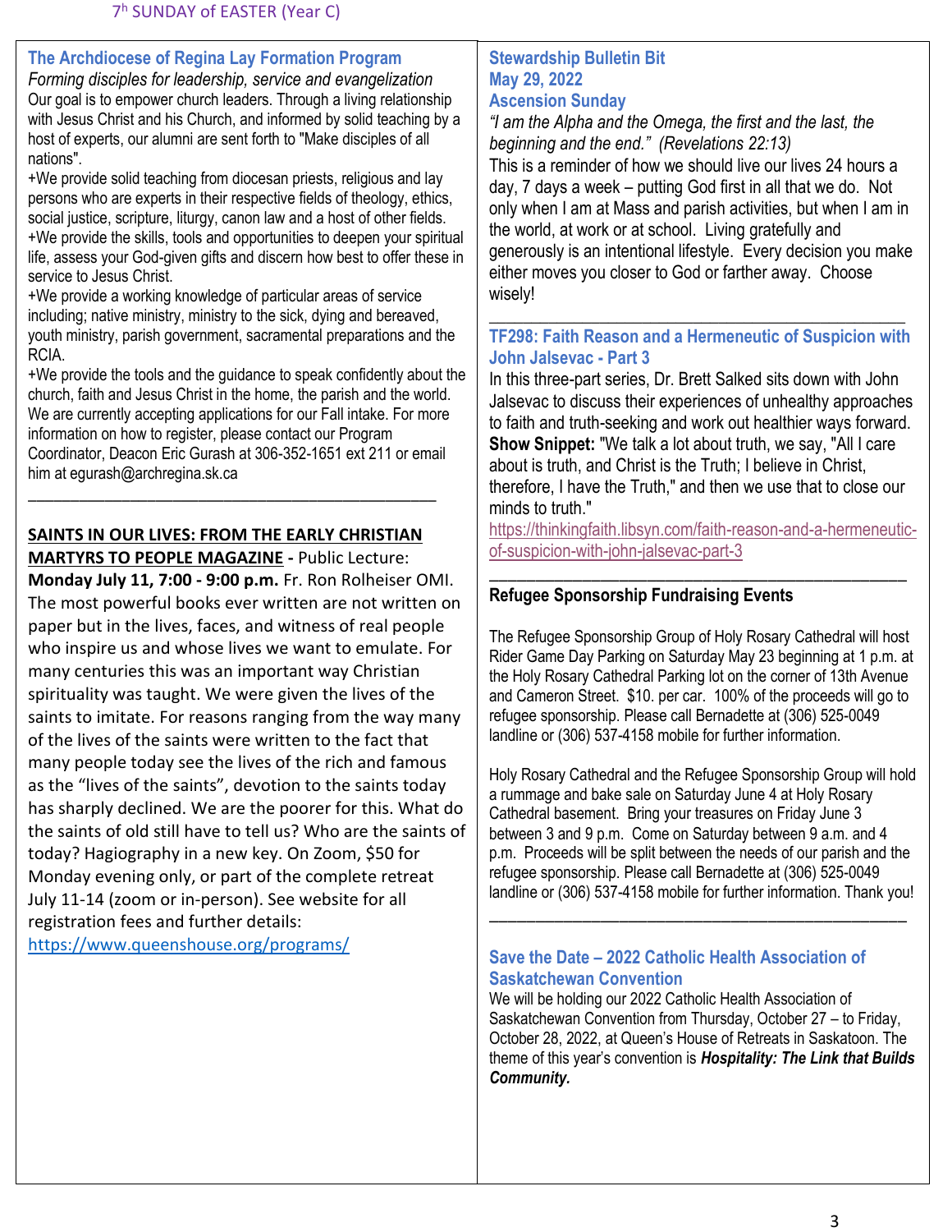## The Archdiocese of Regina Lay Formation Program

*Forming disciples for leadership, service and evangelization*

Our goal is to empower church leaders. Through a living relationship with Jesus Christ and his Church, and informed by solid teaching by a host of experts, our alumni are sent forth to "Make disciples of all nations".

+We provide solid teaching from diocesan priests, religious and lay persons who are experts in their respective fields of theology, ethics, social justice, scripture, liturgy, canon law and a host of other fields.

+We provide the skills, tools and opportunities to deepen your spiritual life, assess your God-given gifts and discern how best to offer these in service to Jesus Christ.

+We provide a working knowledge of particular areas of service including; native ministry, ministry to the sick, dying and bereaved, youth ministry, parish government, sacramental preparations and the RCIA.

+We provide the tools and the guidance to speak confidently about the church, faith and Jesus Christ in the home, the parish and the world. We are currently accepting applications for our Fall intake. For more information on how to register, please contact our Program Coordinator, Deacon Eric Gurash at 306-352-1651 ext 211 or email him at egurash@archregina.sk.ca

---

**SAINTS IN OUR LIVES: FROM THE EARLY CHRISTIAN MARTYRS TO PEOPLE MAGAZINE** - Public Lecture: **Monday July 11, 7:00 - 9:00 p.m.** Fr. Ron Rolheiser OMI. The most powerful books ever written are not written on paper but in the lives, faces, and witness of real people who inspire us and whose lives we want to emulate. For many centuries this was an important way Christian spirituality was taught. We were given the lives of the saints to imitate. For reasons ranging from the way many of the lives of the saints were written to the fact that many people today see the lives of the rich and famous as the "lives of the saints", devotion to the saints today has sharply declined. We are the poorer for this. What do the saints of old still have to tell us? Who are the saints of today? Hagiography in a new key. On Zoom, $50 for Monday evening only, or part of the complete retreat July 11-14 (zoom or in-person). See website for all registration fees and further details: https://www.queenshouse.org/programs/

## Stewardship Bulletin Bit
## May 29, 2022
## Ascension Sunday

*"I am the Alpha and the Omega, the first and the last, the beginning and the end." (Revelations 22:13)*

This is a reminder of how we should live our lives 24 hours a day, 7 days a week – putting God first in all that we do. Not only when I am at Mass and parish activities, but when I am in the world, at work or at school. Living gratefully and generously is an intentional lifestyle. Every decision you make either moves you closer to God or farther away. Choose wisely!

---

## TF298: Faith Reason and a Hermeneutic of Suspicion with John Jalsevac - Part 3

In this three-part series, Dr. Brett Salked sits down with John Jalsevac to discuss their experiences of unhealthy approaches to faith and truth-seeking and work out healthier ways forward. **Show Snippet:** "We talk a lot about truth, we say, "All I care about is truth, and Christ is the Truth; I believe in Christ, therefore, I have the Truth," and then we use that to close our minds to truth."

https://thinkingfaith.libsyn.com/faith-reason-and-a-hermeneutic-of-suspicion-with-john-jalsevac-part-3

---

## Refugee Sponsorship Fundraising Events

The Refugee Sponsorship Group of Holy Rosary Cathedral will host Rider Game Day Parking on Saturday May 23 beginning at 1 p.m. at the Holy Rosary Cathedral Parking lot on the corner of 13th Avenue and Cameron Street. $10. per car. 100% of the proceeds will go to refugee sponsorship. Please call Bernadette at (306) 525-0049 landline or (306) 537-4158 mobile for further information.

Holy Rosary Cathedral and the Refugee Sponsorship Group will hold a rummage and bake sale on Saturday June 4 at Holy Rosary Cathedral basement. Bring your treasures on Friday June 3 between 3 and 9 p.m. Come on Saturday between 9 a.m. and 4 p.m. Proceeds will be split between the needs of our parish and the refugee sponsorship. Please call Bernadette at (306) 525-0049 landline or (306) 537-4158 mobile for further information. Thank you!

---

## Save the Date – 2022 Catholic Health Association of Saskatchewan Convention

We will be holding our 2022 Catholic Health Association of Saskatchewan Convention from Thursday, October 27 – to Friday, October 28, 2022, at Queen's House of Retreats in Saskatoon. The theme of this year's convention is ***Hospitality: The Link that Builds Community.***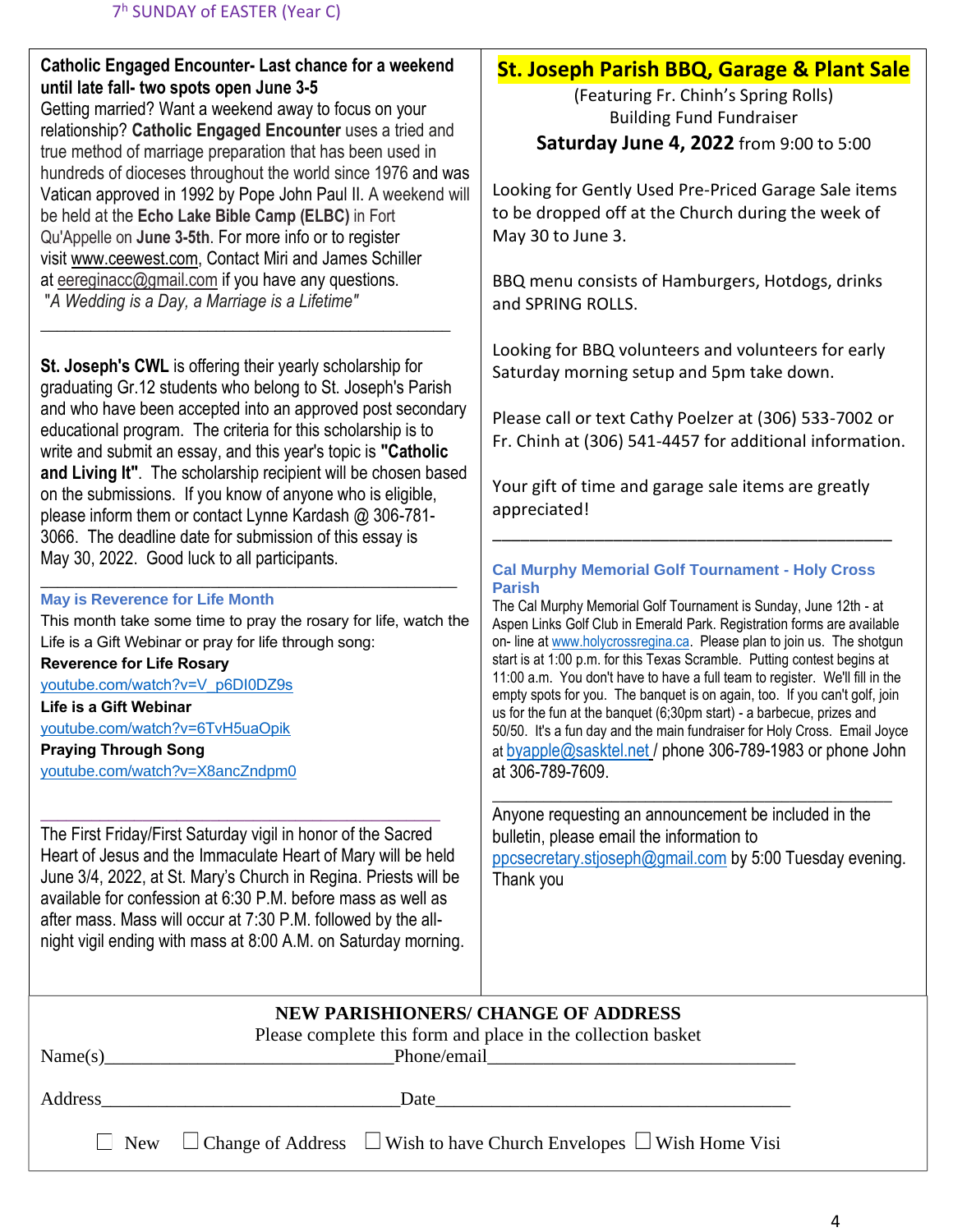7th SUNDAY of EASTER (Year C)

**Catholic Engaged Encounter- Last chance for a weekend until late fall- two spots open June 3-5**

Getting married? Want a weekend away to focus on your relationship? **Catholic Engaged Encounter** uses a tried and true method of marriage preparation that has been used in hundreds of dioceses throughout the world since 1976 and was Vatican approved in 1992 by Pope John Paul II. A weekend will be held at the **Echo Lake Bible Camp (ELBC)** in Fort Qu'Appelle on **June 3-5th**. For more info or to register visit www.ceewest.com, Contact Miri and James Schiller at eereginacc@gmail.com if you have any questions.

*"A Wedding is a Day, a Marriage is a Lifetime"*

---

**St. Joseph's CWL** is offering their yearly scholarship for graduating Gr.12 students who belong to St. Joseph's Parish and who have been accepted into an approved post secondary educational program. The criteria for this scholarship is to write and submit an essay, and this year's topic is **"Catholic and Living It"**. The scholarship recipient will be chosen based on the submissions. If you know of anyone who is eligible, please inform them or contact Lynne Kardash @ 306-781-3066. The deadline date for submission of this essay is May 30, 2022. Good luck to all participants.

---

**May is Reverence for Life Month**

This month take some time to pray the rosary for life, watch the Life is a Gift Webinar or pray for life through song:

**Reverence for Life Rosary**
youtube.com/watch?v=V_p6DI0DZ9s

**Life is a Gift Webinar**
youtube.com/watch?v=6TvH5uaOpik

**Praying Through Song**
youtube.com/watch?v=X8ancZndpm0

---

The First Friday/First Saturday vigil in honor of the Sacred Heart of Jesus and the Immaculate Heart of Mary will be held June 3/4, 2022, at St. Mary's Church in Regina. Priests will be available for confession at 6:30 P.M. before mass as well as after mass. Mass will occur at 7:30 P.M. followed by the all-night vigil ending with mass at 8:00 A.M. on Saturday morning.

## St. Joseph Parish BBQ, Garage & Plant Sale

(Featuring Fr. Chinh's Spring Rolls)
Building Fund Fundraiser

**Saturday June 4, 2022** from 9:00 to 5:00

Looking for Gently Used Pre-Priced Garage Sale items to be dropped off at the Church during the week of May 30 to June 3.

BBQ menu consists of Hamburgers, Hotdogs, drinks and SPRING ROLLS.

Looking for BBQ volunteers and volunteers for early Saturday morning setup and 5pm take down.

Please call or text Cathy Poelzer at (306) 533-7002 or Fr. Chinh at (306) 541-4457 for additional information.

Your gift of time and garage sale items are greatly appreciated!

---

**Cal Murphy Memorial Golf Tournament - Holy Cross Parish**

The Cal Murphy Memorial Golf Tournament is Sunday, June 12th - at Aspen Links Golf Club in Emerald Park. Registration forms are available on- line at www.holycrossregina.ca. Please plan to join us. The shotgun start is at 1:00 p.m. for this Texas Scramble. Putting contest begins at 11:00 a.m. You don't have to have a full team to register. We'll fill in the empty spots for you. The banquet is on again, too. If you can't golf, join us for the fun at the banquet (6;30pm start) - a barbecue, prizes and 50/50. It's a fun day and the main fundraiser for Holy Cross. Email Joyce at byapple@sasktel.net / phone 306-789-1983 or phone John at 306-789-7609.

---

Anyone requesting an announcement be included in the bulletin, please email the information to ppcsecretary.stjoseph@gmail.com by 5:00 Tuesday evening. Thank you

**NEW PARISHIONERS/ CHANGE OF ADDRESS**

Please complete this form and place in the collection basket

Name(s)_______________________________ Phone/email_________________________________

Address________________________________ Date_____________________________________

☐ New ☐ Change of Address ☐ Wish to have Church Envelopes ☐ Wish Home Visi